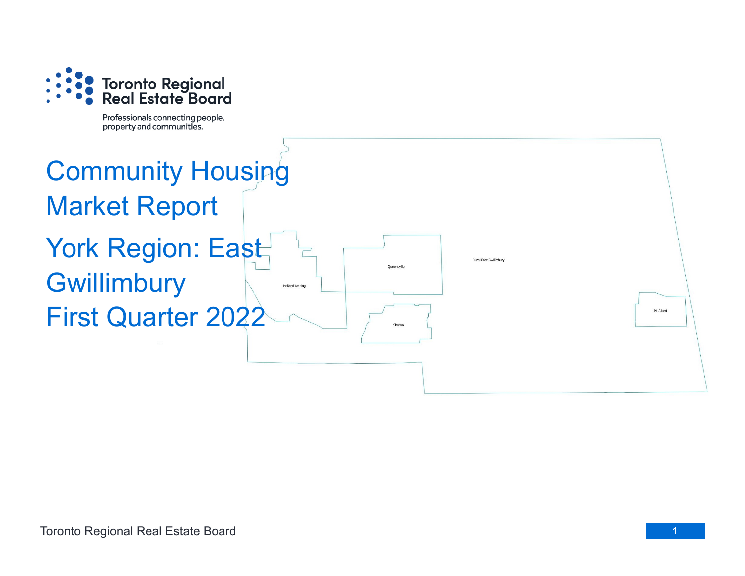Toronto Regional Real Estate Board

Professionals connecting people, property and communities.

# Community Housing Market Report

## York Region: East Gwillimbury

## First Quarter 2022

Holland Landing

Queensville

Rural East Gwillimbury

Sharon

Mt. Albert

Toronto Regional Real Estate Board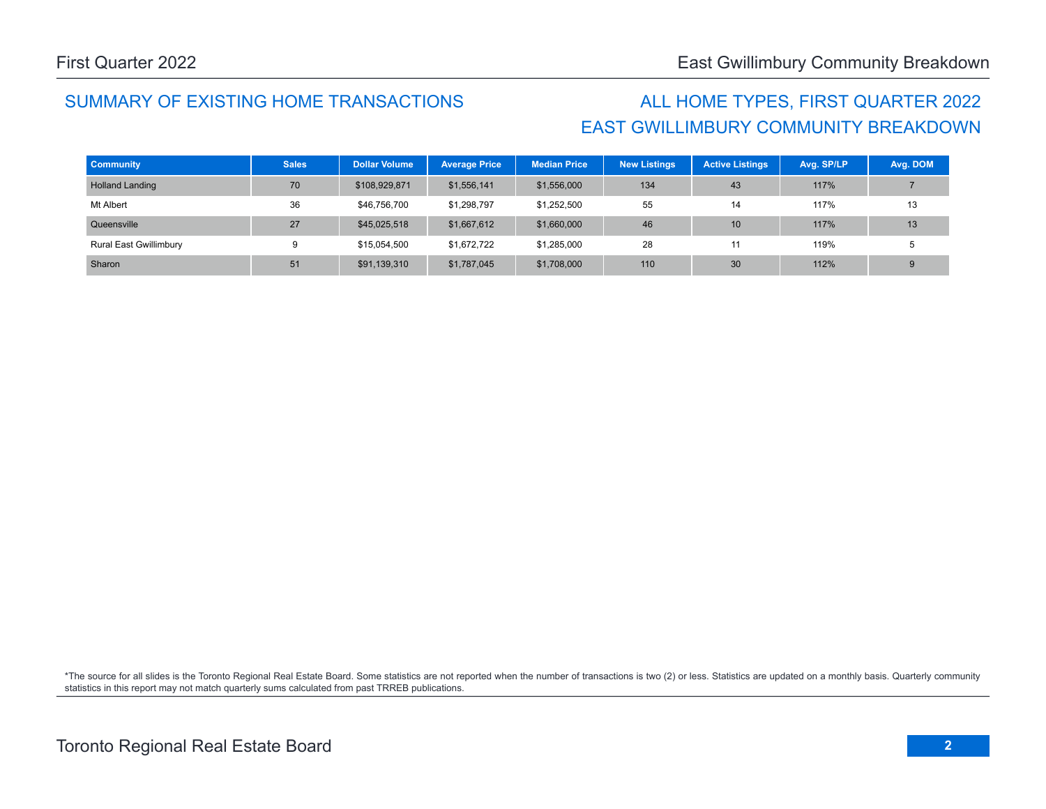## SUMMARY OF EXISTING HOME TRANSACTIONS

## ALL HOME TYPES, FIRST QUARTER 2022
## EAST GWILLIMBURY COMMUNITY BREAKDOWN

| Community | Sales | Dollar Volume | Average Price | Median Price | New Listings | Active Listings | Avg. SP/LP | Avg. DOM |
|---|---|---|---|---|---|---|---|---|
| Holland Landing | 70 | $108,929,871 | $1,556,141 | $1,556,000 | 134 | 43 | 117% | 7 |
| Mt Albert | 36 | $46,756,700 | $1,298,797 | $1,252,500 | 55 | 14 | 117% | 13 |
| Queensville | 27 | $45,025,518 | $1,667,612 | $1,660,000 | 46 | 10 | 117% | 13 |
| Rural East Gwillimbury | 9 | $15,054,500 | $1,672,722 | $1,285,000 | 28 | 11 | 119% | 5 |
| Sharon | 51 | $91,139,310 | $1,787,045 | $1,708,000 | 110 | 30 | 112% | 9 |

*The source for all slides is the Toronto Regional Real Estate Board. Some statistics are not reported when the number of transactions is two (2) or less. Statistics are updated on a monthly basis. Quarterly community statistics in this report may not match quarterly sums calculated from past TRREB publications.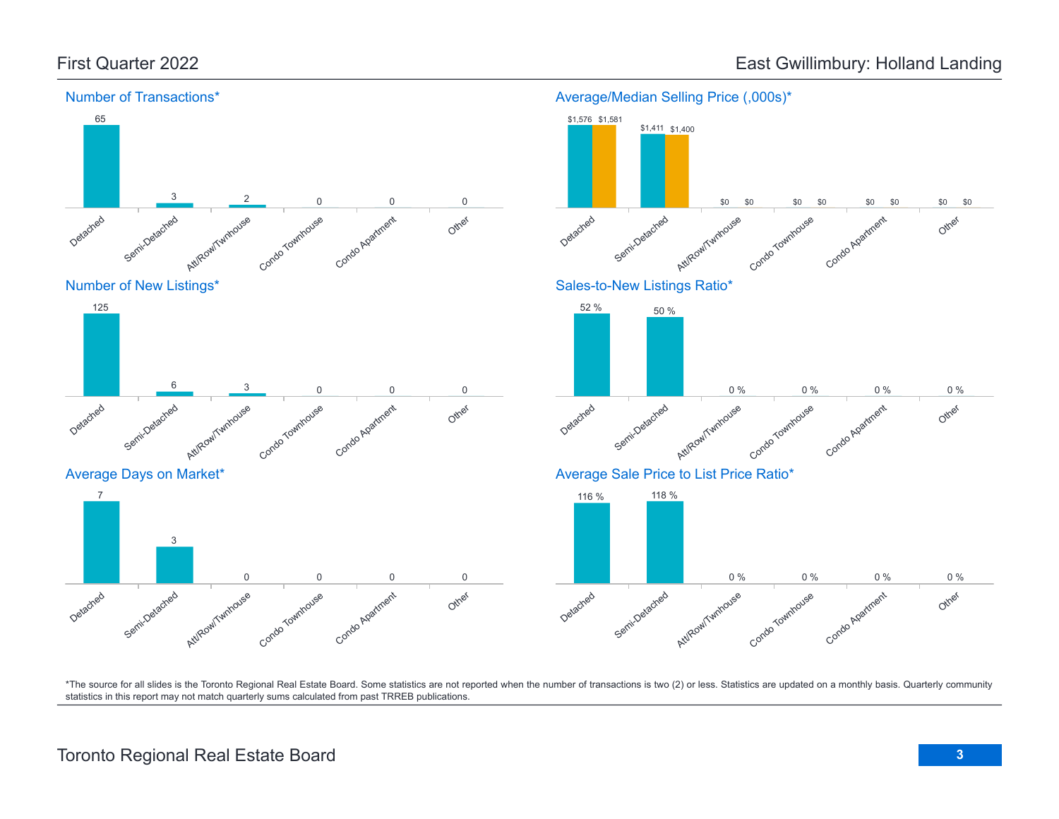# First Quarter 2022 — East Gwillimbury: Holland Landing

## Number of Transactions*

| Detached | Semi-Detached | Att/Row/Twnhouse | Condo Townhouse | Condo Apartment | Other |
|---|---|---|---|---|---|
| 65 | 3 | 2 | 0 | 0 | 0 |

## Average/Median Selling Price (,000s)*

| | Detached | Semi-Detached | Att/Row/Twnhouse | Condo Townhouse | Condo Apartment | Other |
|---|---|---|---|---|---|---|
| Average | $1,576 | $1,411 | $0 | $0 | $0 | $0 |
| Median | $1,581 | $1,400 | $0 | $0 | $0 | $0 |

## Number of New Listings*

| Detached | Semi-Detached | Att/Row/Twnhouse | Condo Townhouse | Condo Apartment | Other |
|---|---|---|---|---|---|
| 125 | 6 | 3 | 0 | 0 | 0 |

## Sales-to-New Listings Ratio*

| Detached | Semi-Detached | Att/Row/Twnhouse | Condo Townhouse | Condo Apartment | Other |
|---|---|---|---|---|---|
| 52 % | 50 % | 0 % | 0 % | 0 % | 0 % |

## Average Days on Market*

| Detached | Semi-Detached | Att/Row/Twnhouse | Condo Townhouse | Condo Apartment | Other |
|---|---|---|---|---|---|
| 7 | 3 | 0 | 0 | 0 | 0 |

## Average Sale Price to List Price Ratio*

| Detached | Semi-Detached | Att/Row/Twnhouse | Condo Townhouse | Condo Apartment | Other |
|---|---|---|---|---|---|
| 116 % | 118 % | 0 % | 0 % | 0 % | 0 % |

*The source for all slides is the Toronto Regional Real Estate Board. Some statistics are not reported when the number of transactions is two (2) or less. Statistics are updated on a monthly basis. Quarterly community statistics in this report may not match quarterly sums calculated from past TRREB publications.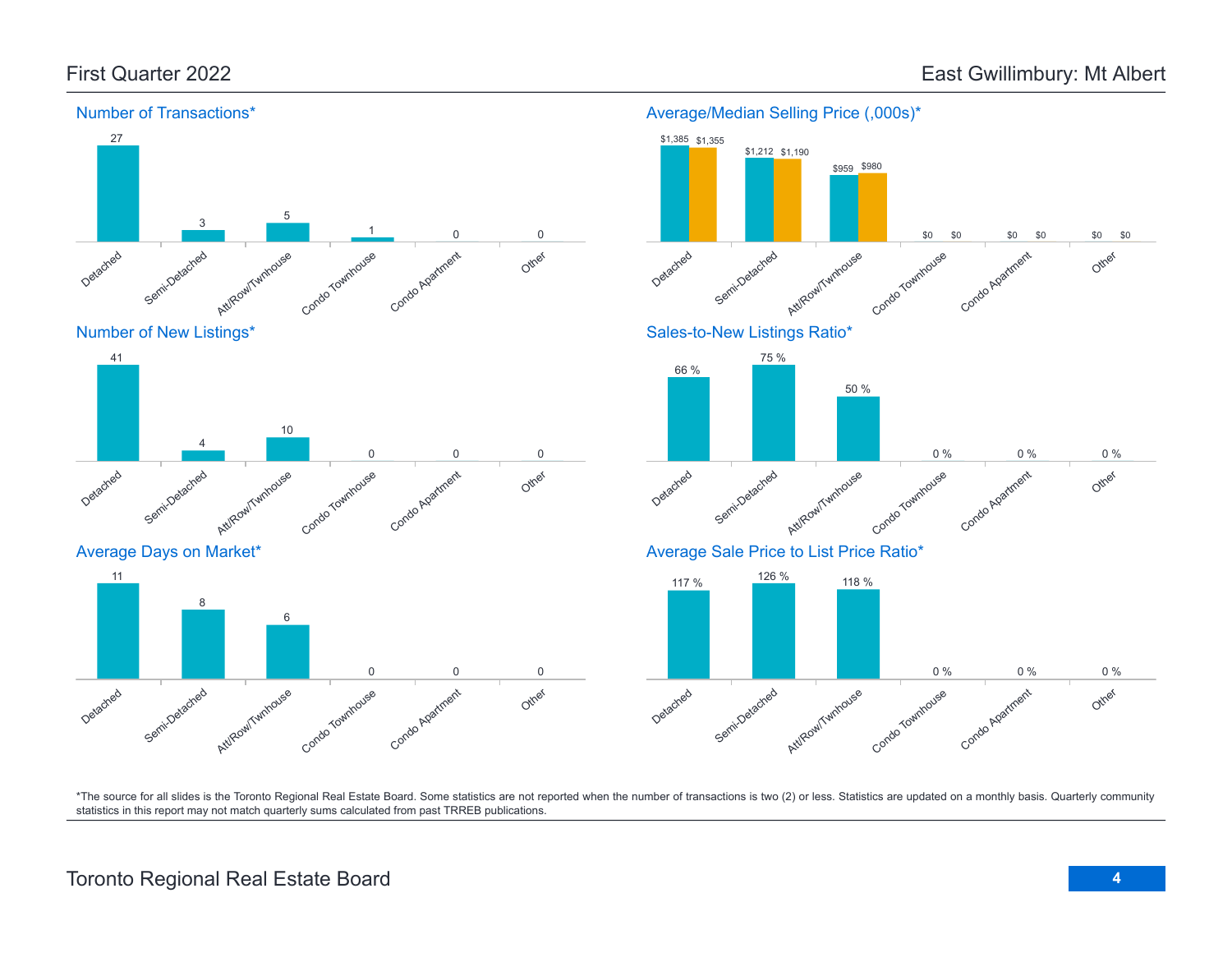# First Quarter 2022 — East Gwillimbury: Mt Albert

## Number of Transactions*

| Detached | Semi-Detached | Att/Row/Twnhouse | Condo Townhouse | Condo Apartment | Other |
|---|---|---|---|---|---|
| 27 | 3 | 5 | 1 | 0 | 0 |

## Average/Median Selling Price (,000s)*

| | Detached | Semi-Detached | Att/Row/Twnhouse | Condo Townhouse | Condo Apartment | Other |
|---|---|---|---|---|---|---|
| Average | $1,385 | $1,212 | $959 | $0 | $0 | $0 |
| Median | $1,355 | $1,190 | $980 | $0 | $0 | $0 |

## Number of New Listings*

| Detached | Semi-Detached | Att/Row/Twnhouse | Condo Townhouse | Condo Apartment | Other |
|---|---|---|---|---|---|
| 41 | 4 | 10 | 0 | 0 | 0 |

## Sales-to-New Listings Ratio*

| Detached | Semi-Detached | Att/Row/Twnhouse | Condo Townhouse | Condo Apartment | Other |
|---|---|---|---|---|---|
| 66 % | 75 % | 50 % | 0 % | 0 % | 0 % |

## Average Days on Market*

| Detached | Semi-Detached | Att/Row/Twnhouse | Condo Townhouse | Condo Apartment | Other |
|---|---|---|---|---|---|
| 11 | 8 | 6 | 0 | 0 | 0 |

## Average Sale Price to List Price Ratio*

| Detached | Semi-Detached | Att/Row/Twnhouse | Condo Townhouse | Condo Apartment | Other |
|---|---|---|---|---|---|
| 117 % | 126 % | 118 % | 0 % | 0 % | 0 % |

*The source for all slides is the Toronto Regional Real Estate Board. Some statistics are not reported when the number of transactions is two (2) or less. Statistics are updated on a monthly basis. Quarterly community statistics in this report may not match quarterly sums calculated from past TRREB publications.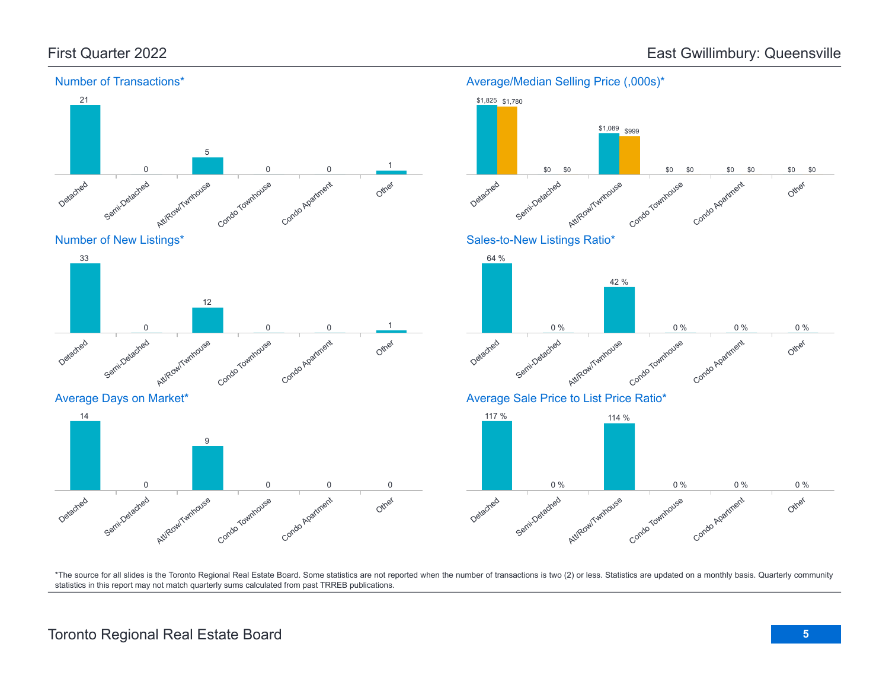# First Quarter 2022

# East Gwillimbury: Queensville

## Number of Transactions*

| Detached | Semi-Detached | Att/Row/Twnhouse | Condo Townhouse | Condo Apartment | Other |
|---|---|---|---|---|---|
| 21 | 0 | 5 | 0 | 0 | 1 |

## Average/Median Selling Price (,000s)*

| | Detached | Semi-Detached | Att/Row/Twnhouse | Condo Townhouse | Condo Apartment | Other |
|---|---|---|---|---|---|---|
| Average | $1,825 | $0 | $1,089 | $0 | $0 | $0 |
| Median | $1,780 | $0 | $999 | $0 | $0 | $0 |

## Number of New Listings*

| Detached | Semi-Detached | Att/Row/Twnhouse | Condo Townhouse | Condo Apartment | Other |
|---|---|---|---|---|---|
| 33 | 0 | 12 | 0 | 0 | 1 |

## Sales-to-New Listings Ratio*

| Detached | Semi-Detached | Att/Row/Twnhouse | Condo Townhouse | Condo Apartment | Other |
|---|---|---|---|---|---|
| 64 % | 0 % | 42 % | 0 % | 0 % | 0 % |

## Average Days on Market*

| Detached | Semi-Detached | Att/Row/Twnhouse | Condo Townhouse | Condo Apartment | Other |
|---|---|---|---|---|---|
| 14 | 0 | 9 | 0 | 0 | 0 |

## Average Sale Price to List Price Ratio*

| Detached | Semi-Detached | Att/Row/Twnhouse | Condo Townhouse | Condo Apartment | Other |
|---|---|---|---|---|---|
| 117 % | 0 % | 114 % | 0 % | 0 % | 0 % |

*The source for all slides is the Toronto Regional Real Estate Board. Some statistics are not reported when the number of transactions is two (2) or less. Statistics are updated on a monthly basis. Quarterly community statistics in this report may not match quarterly sums calculated from past TRREB publications.

Toronto Regional Real Estate Board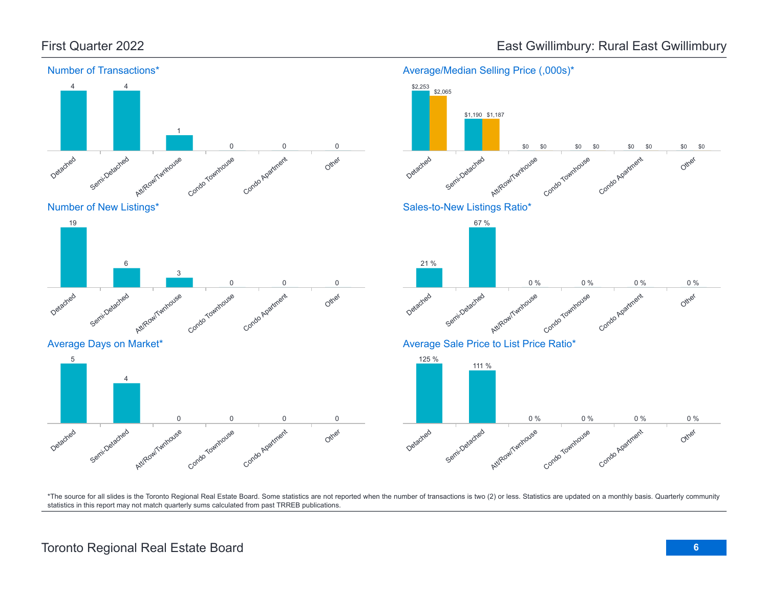# First Quarter 2022

## East Gwillimbury: Rural East Gwillimbury

### Number of Transactions*

| Detached | Semi-Detached | Att/Row/Twnhouse | Condo Townhouse | Condo Apartment | Other |
|---|---|---|---|---|---|
| 4 | 4 | 1 | 0 | 0 | 0 |

### Average/Median Selling Price (,000s)*

| | Detached | Semi-Detached | Att/Row/Twnhouse | Condo Townhouse | Condo Apartment | Other |
|---|---|---|---|---|---|---|
| Average | $2,253 | $1,190 | $0 | $0 | $0 | $0 |
| Median | $2,065 | $1,187 | $0 | $0 | $0 | $0 |

### Number of New Listings*

| Detached | Semi-Detached | Att/Row/Twnhouse | Condo Townhouse | Condo Apartment | Other |
|---|---|---|---|---|---|
| 19 | 6 | 3 | 0 | 0 | 0 |

### Sales-to-New Listings Ratio*

| Detached | Semi-Detached | Att/Row/Twnhouse | Condo Townhouse | Condo Apartment | Other |
|---|---|---|---|---|---|
| 21 % | 67 % | 0 % | 0 % | 0 % | 0 % |

### Average Days on Market*

| Detached | Semi-Detached | Att/Row/Twnhouse | Condo Townhouse | Condo Apartment | Other |
|---|---|---|---|---|---|
| 5 | 4 | 0 | 0 | 0 | 0 |

### Average Sale Price to List Price Ratio*

| Detached | Semi-Detached | Att/Row/Twnhouse | Condo Townhouse | Condo Apartment | Other |
|---|---|---|---|---|---|
| 125 % | 111 % | 0 % | 0 % | 0 % | 0 % |

*The source for all slides is the Toronto Regional Real Estate Board. Some statistics are not reported when the number of transactions is two (2) or less. Statistics are updated on a monthly basis. Quarterly community statistics in this report may not match quarterly sums calculated from past TRREB publications.

Toronto Regional Real Estate Board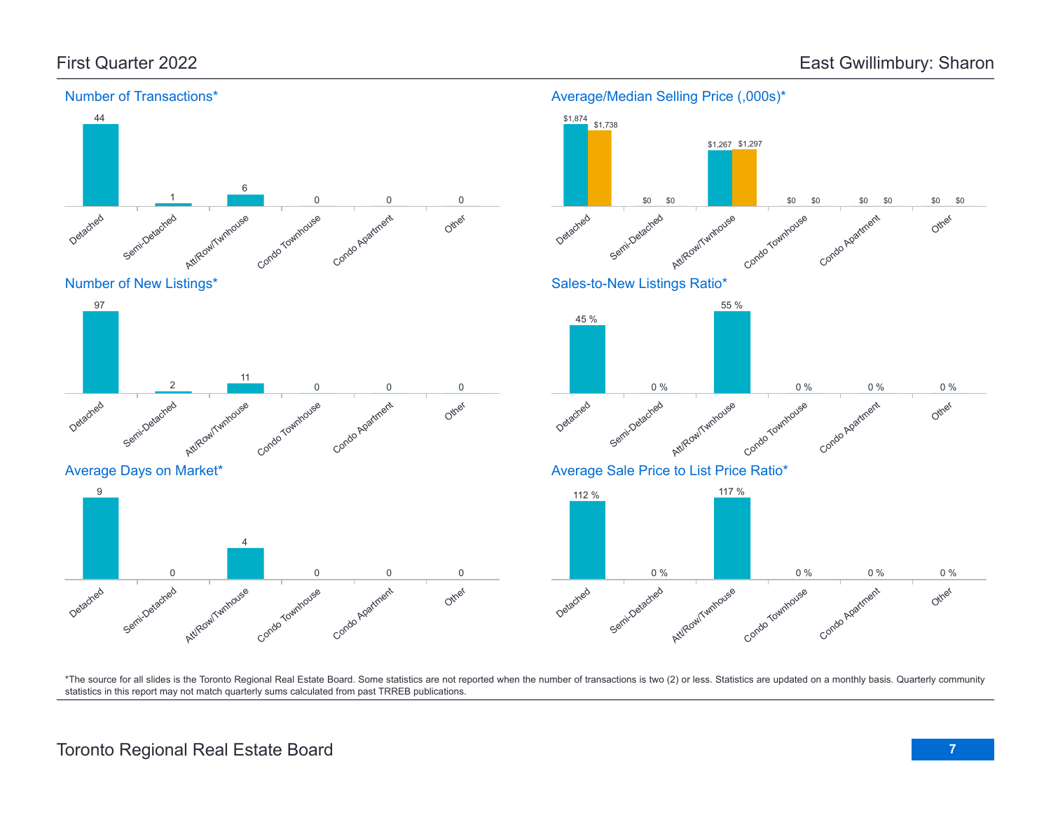## First Quarter 2022

## East Gwillimbury: Sharon

### Number of Transactions*

44
1
6
0
0
0

Detached
Semi-Detached
Att/Row/Twnhouse
Condo Townhouse
Condo Apartment
Other

### Average/Median Selling Price (,000s)*

$1,874
$1,738
$0
$0
$1,267
$1,297
$0
$0
$0
$0
$0
$0

Detached
Semi-Detached
Att/Row/Twnhouse
Condo Townhouse
Condo Apartment
Other

### Number of New Listings*

97
2
11
0
0
0

Detached
Semi-Detached
Att/Row/Twnhouse
Condo Townhouse
Condo Apartment
Other

### Sales-to-New Listings Ratio*

45 %
0 %
55 %
0 %
0 %
0 %

Detached
Semi-Detached
Att/Row/Twnhouse
Condo Townhouse
Condo Apartment
Other

### Average Days on Market*

9
0
4
0
0
0

Detached
Semi-Detached
Att/Row/Twnhouse
Condo Townhouse
Condo Apartment
Other

### Average Sale Price to List Price Ratio*

112 %
0 %
117 %
0 %
0 %
0 %

Detached
Semi-Detached
Att/Row/Twnhouse
Condo Townhouse
Condo Apartment
Other

*The source for all slides is the Toronto Regional Real Estate Board. Some statistics are not reported when the number of transactions is two (2) or less. Statistics are updated on a monthly basis. Quarterly community statistics in this report may not match quarterly sums calculated from past TRREB publications.

Toronto Regional Real Estate Board